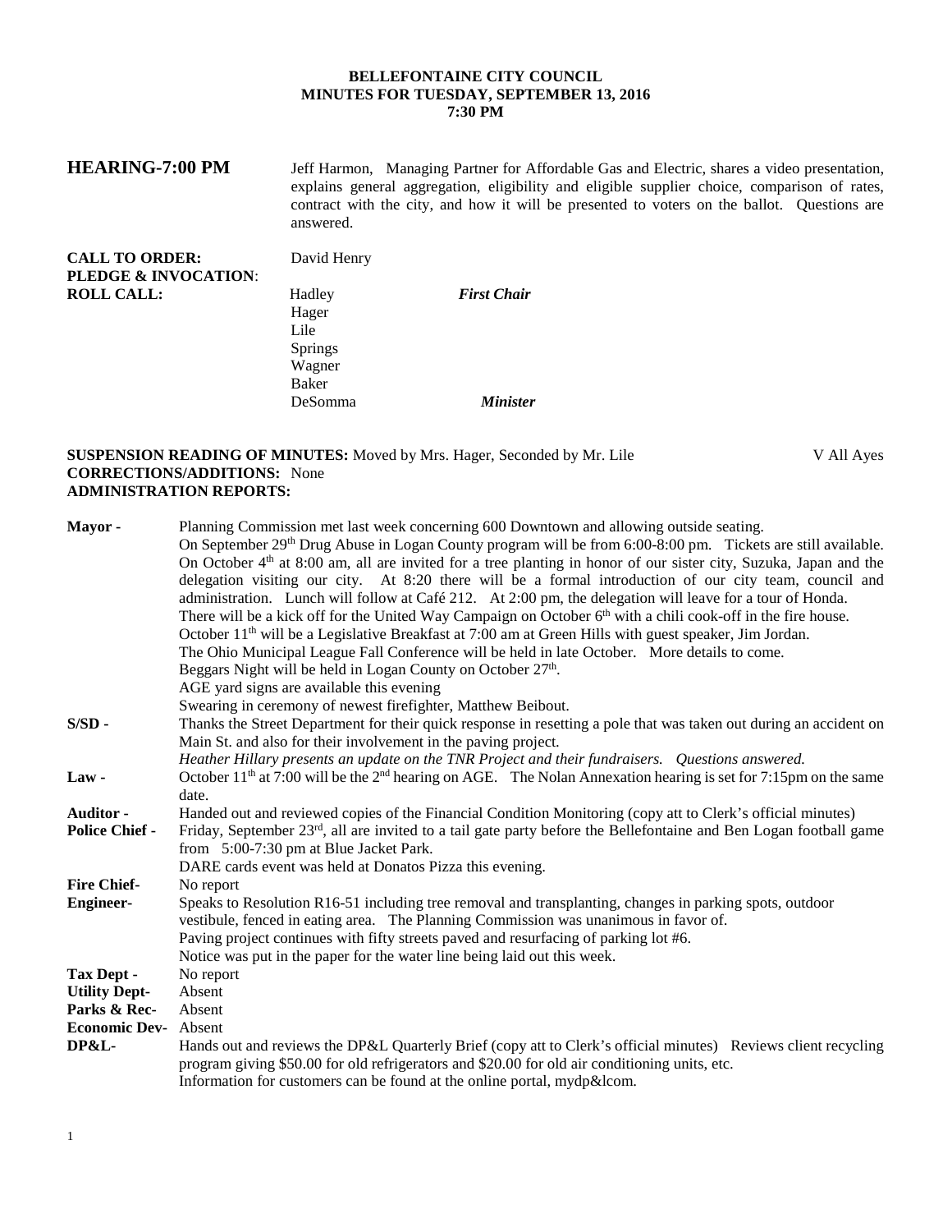**BELLEFONTAINE CITY COUNCIL**
**MINUTES FOR TUESDAY, SEPTEMBER 13, 2016**
**7:30 PM**

**HEARING-7:00 PM** Jeff Harmon, Managing Partner for Affordable Gas and Electric, shares a video presentation, explains general aggregation, eligibility and eligible supplier choice, comparison of rates, contract with the city, and how it will be presented to voters on the ballot. Questions are answered.

**CALL TO ORDER:** David Henry
**PLEDGE & INVOCATION:**
**ROLL CALL:**

| | |
|---|---|
| Hadley | ***First Chair*** |
| Hager | |
| Lile | |
| Springs | |
| Wagner | |
| Baker | |
| DeSomma | ***Minister*** |

**SUSPENSION READING OF MINUTES:** Moved by Mrs. Hager, Seconded by Mr. Lile V All Ayes
**CORRECTIONS/ADDITIONS:** None
**ADMINISTRATION REPORTS:**

**Mayor -** Planning Commission met last week concerning 600 Downtown and allowing outside seating.
On September 29th Drug Abuse in Logan County program will be from 6:00-8:00 pm. Tickets are still available.
On October 4th at 8:00 am, all are invited for a tree planting in honor of our sister city, Suzuka, Japan and the delegation visiting our city. At 8:20 there will be a formal introduction of our city team, council and administration. Lunch will follow at Café 212. At 2:00 pm, the delegation will leave for a tour of Honda.
There will be a kick off for the United Way Campaign on October 6th with a chili cook-off in the fire house.
October 11th will be a Legislative Breakfast at 7:00 am at Green Hills with guest speaker, Jim Jordan.
The Ohio Municipal League Fall Conference will be held in late October. More details to come.
Beggars Night will be held in Logan County on October 27th.
AGE yard signs are available this evening
Swearing in ceremony of newest firefighter, Matthew Beibout.

**S/SD -** Thanks the Street Department for their quick response in resetting a pole that was taken out during an accident on Main St. and also for their involvement in the paving project.
*Heather Hillary presents an update on the TNR Project and their fundraisers. Questions answered.*

**Law -** October 11th at 7:00 will be the 2nd hearing on AGE. The Nolan Annexation hearing is set for 7:15pm on the same date.

**Auditor -** Handed out and reviewed copies of the Financial Condition Monitoring (copy att to Clerk's official minutes)

**Police Chief -** Friday, September 23rd, all are invited to a tail gate party before the Bellefontaine and Ben Logan football game from 5:00-7:30 pm at Blue Jacket Park.
DARE cards event was held at Donatos Pizza this evening.

**Fire Chief-** No report

**Engineer-** Speaks to Resolution R16-51 including tree removal and transplanting, changes in parking spots, outdoor vestibule, fenced in eating area. The Planning Commission was unanimous in favor of.
Paving project continues with fifty streets paved and resurfacing of parking lot #6.
Notice was put in the paper for the water line being laid out this week.

**Tax Dept -** No report

**Utility Dept-** Absent

**Parks & Rec-** Absent

**Economic Dev-** Absent

**DP&L-** Hands out and reviews the DP&L Quarterly Brief (copy att to Clerk's official minutes) Reviews client recycling program giving $50.00 for old refrigerators and $20.00 for old air conditioning units, etc.
Information for customers can be found at the online portal, mydp&lcom.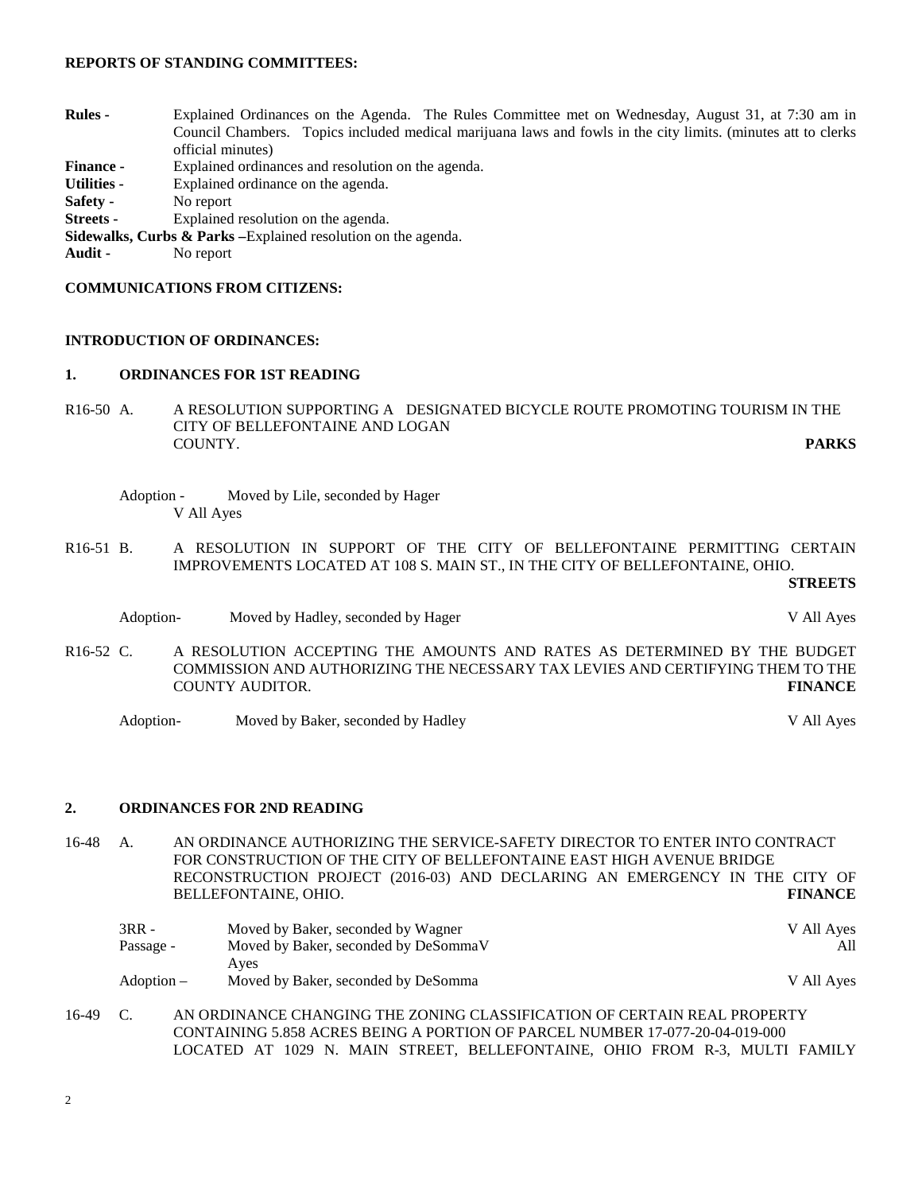**REPORTS OF STANDING COMMITTEES:**

**Rules -** Explained Ordinances on the Agenda. The Rules Committee met on Wednesday, August 31, at 7:30 am in Council Chambers. Topics included medical marijuana laws and fowls in the city limits. (minutes att to clerks official minutes)

**Finance -** Explained ordinances and resolution on the agenda.

**Utilities -** Explained ordinance on the agenda.

**Safety -** No report

**Streets -** Explained resolution on the agenda.

**Sidewalks, Curbs & Parks –**Explained resolution on the agenda.

**Audit -** No report

**COMMUNICATIONS FROM CITIZENS:**

**INTRODUCTION OF ORDINANCES:**

**1. ORDINANCES FOR 1ST READING**

R16-50 A. A RESOLUTION SUPPORTING A DESIGNATED BICYCLE ROUTE PROMOTING TOURISM IN THE CITY OF BELLEFONTAINE AND LOGAN COUNTY. **PARKS**

Adoption - Moved by Lile, seconded by Hager
V All Ayes

R16-51 B. A RESOLUTION IN SUPPORT OF THE CITY OF BELLEFONTAINE PERMITTING CERTAIN IMPROVEMENTS LOCATED AT 108 S. MAIN ST., IN THE CITY OF BELLEFONTAINE, OHIO. **STREETS**

Adoption- Moved by Hadley, seconded by Hager V All Ayes

R16-52 C. A RESOLUTION ACCEPTING THE AMOUNTS AND RATES AS DETERMINED BY THE BUDGET COMMISSION AND AUTHORIZING THE NECESSARY TAX LEVIES AND CERTIFYING THEM TO THE COUNTY AUDITOR. **FINANCE**

Adoption- Moved by Baker, seconded by Hadley V All Ayes

**2. ORDINANCES FOR 2ND READING**

16-48 A. AN ORDINANCE AUTHORIZING THE SERVICE-SAFETY DIRECTOR TO ENTER INTO CONTRACT FOR CONSTRUCTION OF THE CITY OF BELLEFONTAINE EAST HIGH AVENUE BRIDGE RECONSTRUCTION PROJECT (2016-03) AND DECLARING AN EMERGENCY IN THE CITY OF BELLEFONTAINE, OHIO. **FINANCE**

3RR - Moved by Baker, seconded by Wagner V All Ayes

Passage - Moved by Baker, seconded by DeSommaV All Ayes

Adoption – Moved by Baker, seconded by DeSomma V All Ayes

16-49 C. AN ORDINANCE CHANGING THE ZONING CLASSIFICATION OF CERTAIN REAL PROPERTY CONTAINING 5.858 ACRES BEING A PORTION OF PARCEL NUMBER 17-077-20-04-019-000 LOCATED AT 1029 N. MAIN STREET, BELLEFONTAINE, OHIO FROM R-3, MULTI FAMILY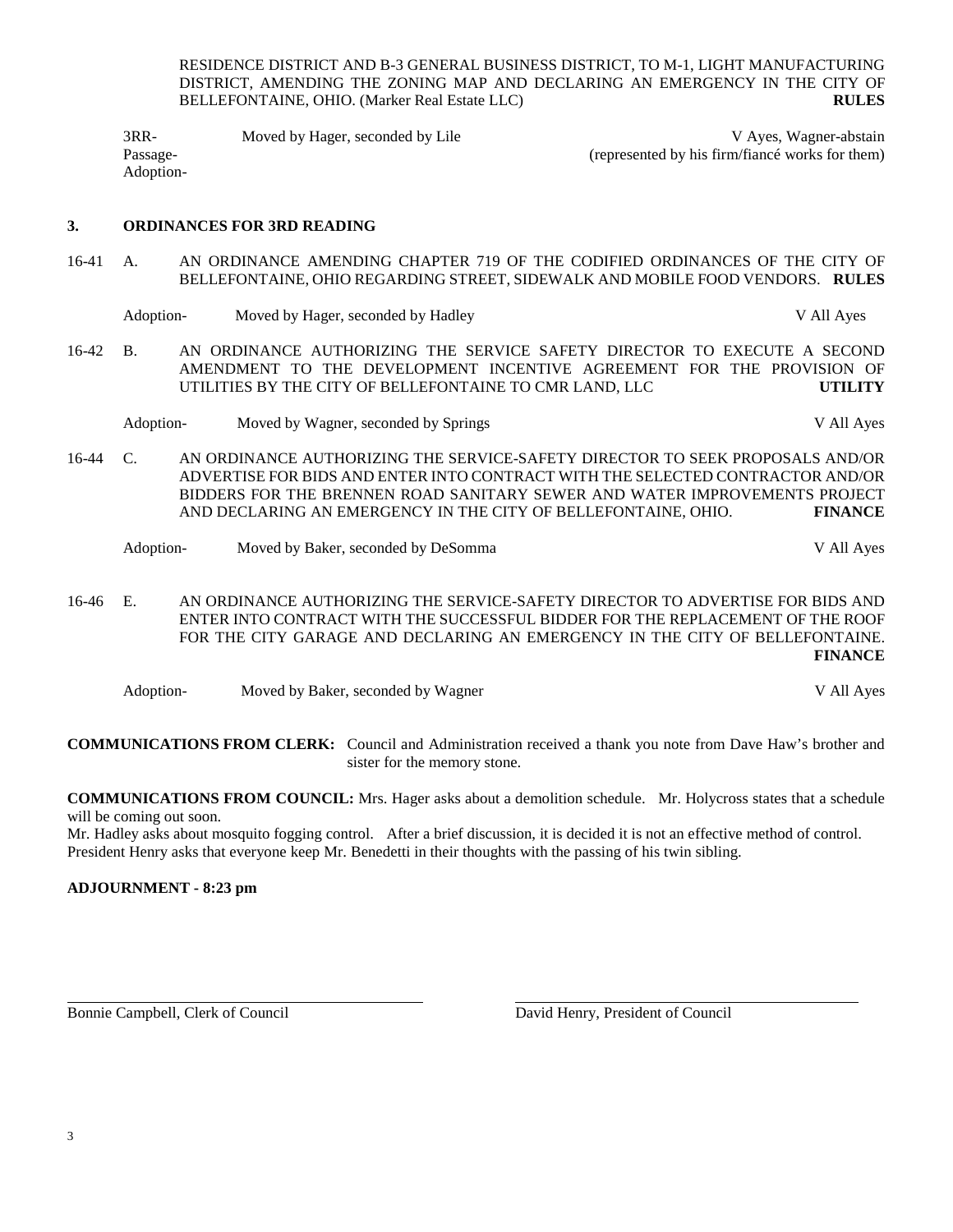RESIDENCE DISTRICT AND B-3 GENERAL BUSINESS DISTRICT, TO M-1, LIGHT MANUFACTURING DISTRICT, AMENDING THE ZONING MAP AND DECLARING AN EMERGENCY IN THE CITY OF BELLEFONTAINE, OHIO. (Marker Real Estate LLC) **RULES**

3RR- Moved by Hager, seconded by Lile V Ayes, Wagner-abstain
Passage- (represented by his firm/fiancé works for them)
Adoption-

**3. ORDINANCES FOR 3RD READING**

16-41 A. AN ORDINANCE AMENDING CHAPTER 719 OF THE CODIFIED ORDINANCES OF THE CITY OF BELLEFONTAINE, OHIO REGARDING STREET, SIDEWALK AND MOBILE FOOD VENDORS. **RULES**

Adoption- Moved by Hager, seconded by Hadley V All Ayes

16-42 B. AN ORDINANCE AUTHORIZING THE SERVICE SAFETY DIRECTOR TO EXECUTE A SECOND AMENDMENT TO THE DEVELOPMENT INCENTIVE AGREEMENT FOR THE PROVISION OF UTILITIES BY THE CITY OF BELLEFONTAINE TO CMR LAND, LLC **UTILITY**

Adoption- Moved by Wagner, seconded by Springs V All Ayes

16-44 C. AN ORDINANCE AUTHORIZING THE SERVICE-SAFETY DIRECTOR TO SEEK PROPOSALS AND/OR ADVERTISE FOR BIDS AND ENTER INTO CONTRACT WITH THE SELECTED CONTRACTOR AND/OR BIDDERS FOR THE BRENNEN ROAD SANITARY SEWER AND WATER IMPROVEMENTS PROJECT AND DECLARING AN EMERGENCY IN THE CITY OF BELLEFONTAINE, OHIO. **FINANCE**

Adoption- Moved by Baker, seconded by DeSomma V All Ayes

16-46 E. AN ORDINANCE AUTHORIZING THE SERVICE-SAFETY DIRECTOR TO ADVERTISE FOR BIDS AND ENTER INTO CONTRACT WITH THE SUCCESSFUL BIDDER FOR THE REPLACEMENT OF THE ROOF FOR THE CITY GARAGE AND DECLARING AN EMERGENCY IN THE CITY OF BELLEFONTAINE. **FINANCE**

Adoption- Moved by Baker, seconded by Wagner V All Ayes

**COMMUNICATIONS FROM CLERK:** Council and Administration received a thank you note from Dave Haw's brother and sister for the memory stone.

**COMMUNICATIONS FROM COUNCIL:** Mrs. Hager asks about a demolition schedule. Mr. Holycross states that a schedule will be coming out soon.
Mr. Hadley asks about mosquito fogging control. After a brief discussion, it is decided it is not an effective method of control.
President Henry asks that everyone keep Mr. Benedetti in their thoughts with the passing of his twin sibling.

**ADJOURNMENT - 8:23 pm**

Bonnie Campbell, Clerk of Council

David Henry, President of Council